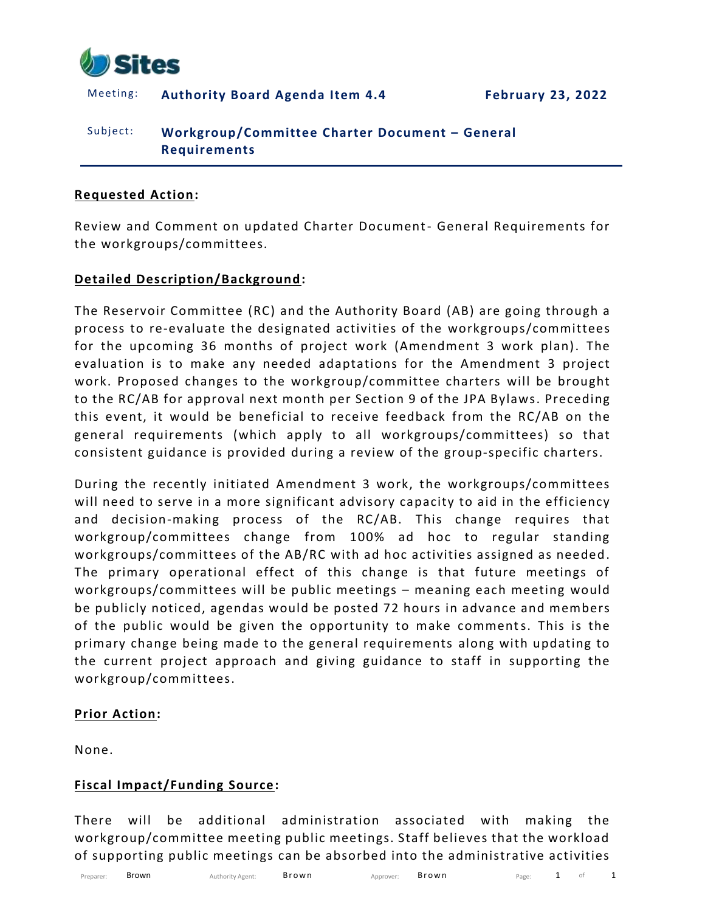Sites

Meeting: **Authority Board Agenda Item 4.4** **February 23, 2022**

Subject: **Workgroup/Committee Charter Document – General Requirements**

**Requested Action:**

Review and Comment on updated Charter Document- General Requirements for the workgroups/committees.

**Detailed Description/Background:**

The Reservoir Committee (RC) and the Authority Board (AB) are going through a process to re-evaluate the designated activities of the workgroups/committees for the upcoming 36 months of project work (Amendment 3 work plan). The evaluation is to make any needed adaptations for the Amendment 3 project work. Proposed changes to the workgroup/committee charters will be brought to the RC/AB for approval next month per Section 9 of the JPA Bylaws. Preceding this event, it would be beneficial to receive feedback from the RC/AB on the general requirements (which apply to all workgroups/committees) so that consistent guidance is provided during a review of the group-specific charters.

During the recently initiated Amendment 3 work, the workgroups/committees will need to serve in a more significant advisory capacity to aid in the efficiency and decision-making process of the RC/AB. This change requires that workgroup/committees change from 100% ad hoc to regular standing workgroups/committees of the AB/RC with ad hoc activities assigned as needed. The primary operational effect of this change is that future meetings of workgroups/committees will be public meetings – meaning each meeting would be publicly noticed, agendas would be posted 72 hours in advance and members of the public would be given the opportunity to make comments. This is the primary change being made to the general requirements along with updating to the current project approach and giving guidance to staff in supporting the workgroup/committees.

**Prior Action:**

None.

**Fiscal Impact/Funding Source:**

There will be additional administration associated with making the workgroup/committee meeting public meetings. Staff believes that the workload of supporting public meetings can be absorbed into the administrative activities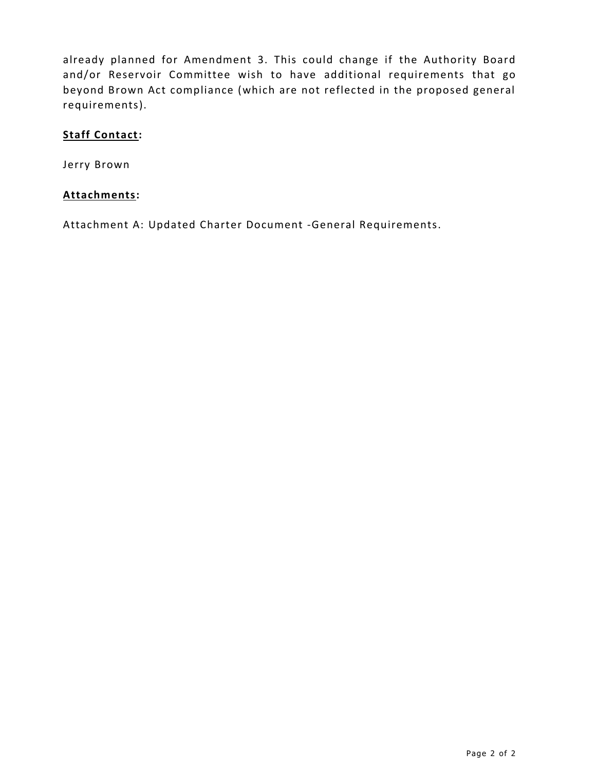already planned for Amendment 3. This could change if the Authority Board and/or Reservoir Committee wish to have additional requirements that go beyond Brown Act compliance (which are not reflected in the proposed general requirements).

**Staff Contact:**

Jerry Brown

**Attachments:**

Attachment A: Updated Charter Document -General Requirements.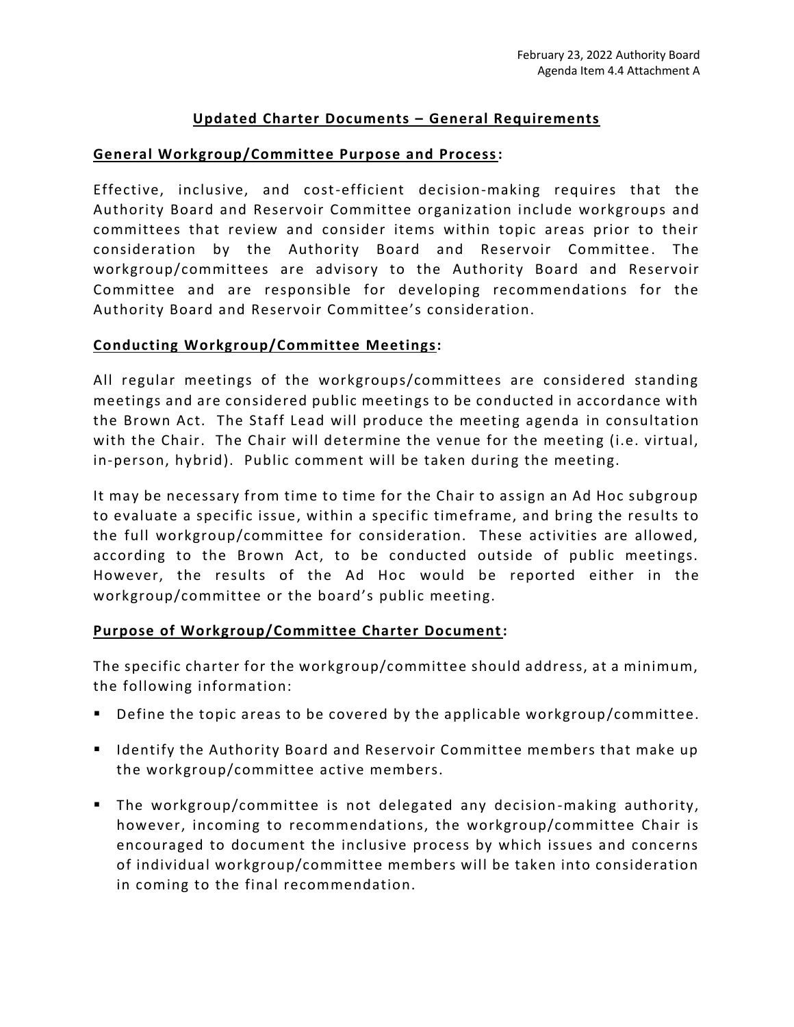February 23, 2022 Authority Board
Agenda Item 4.4 Attachment A

# Updated Charter Documents – General Requirements

## General Workgroup/Committee Purpose and Process:

Effective, inclusive, and cost-efficient decision-making requires that the Authority Board and Reservoir Committee organization include workgroups and committees that review and consider items within topic areas prior to their consideration by the Authority Board and Reservoir Committee. The workgroup/committees are advisory to the Authority Board and Reservoir Committee and are responsible for developing recommendations for the Authority Board and Reservoir Committee's consideration.

## Conducting Workgroup/Committee Meetings:

All regular meetings of the workgroups/committees are considered standing meetings and are considered public meetings to be conducted in accordance with the Brown Act. The Staff Lead will produce the meeting agenda in consultation with the Chair. The Chair will determine the venue for the meeting (i.e. virtual, in-person, hybrid). Public comment will be taken during the meeting.

It may be necessary from time to time for the Chair to assign an Ad Hoc subgroup to evaluate a specific issue, within a specific timeframe, and bring the results to the full workgroup/committee for consideration. These activities are allowed, according to the Brown Act, to be conducted outside of public meetings. However, the results of the Ad Hoc would be reported either in the workgroup/committee or the board's public meeting.

## Purpose of Workgroup/Committee Charter Document:

The specific charter for the workgroup/committee should address, at a minimum, the following information:

- Define the topic areas to be covered by the applicable workgroup/committee.
- Identify the Authority Board and Reservoir Committee members that make up the workgroup/committee active members.
- The workgroup/committee is not delegated any decision-making authority, however, incoming to recommendations, the workgroup/committee Chair is encouraged to document the inclusive process by which issues and concerns of individual workgroup/committee members will be taken into consideration in coming to the final recommendation.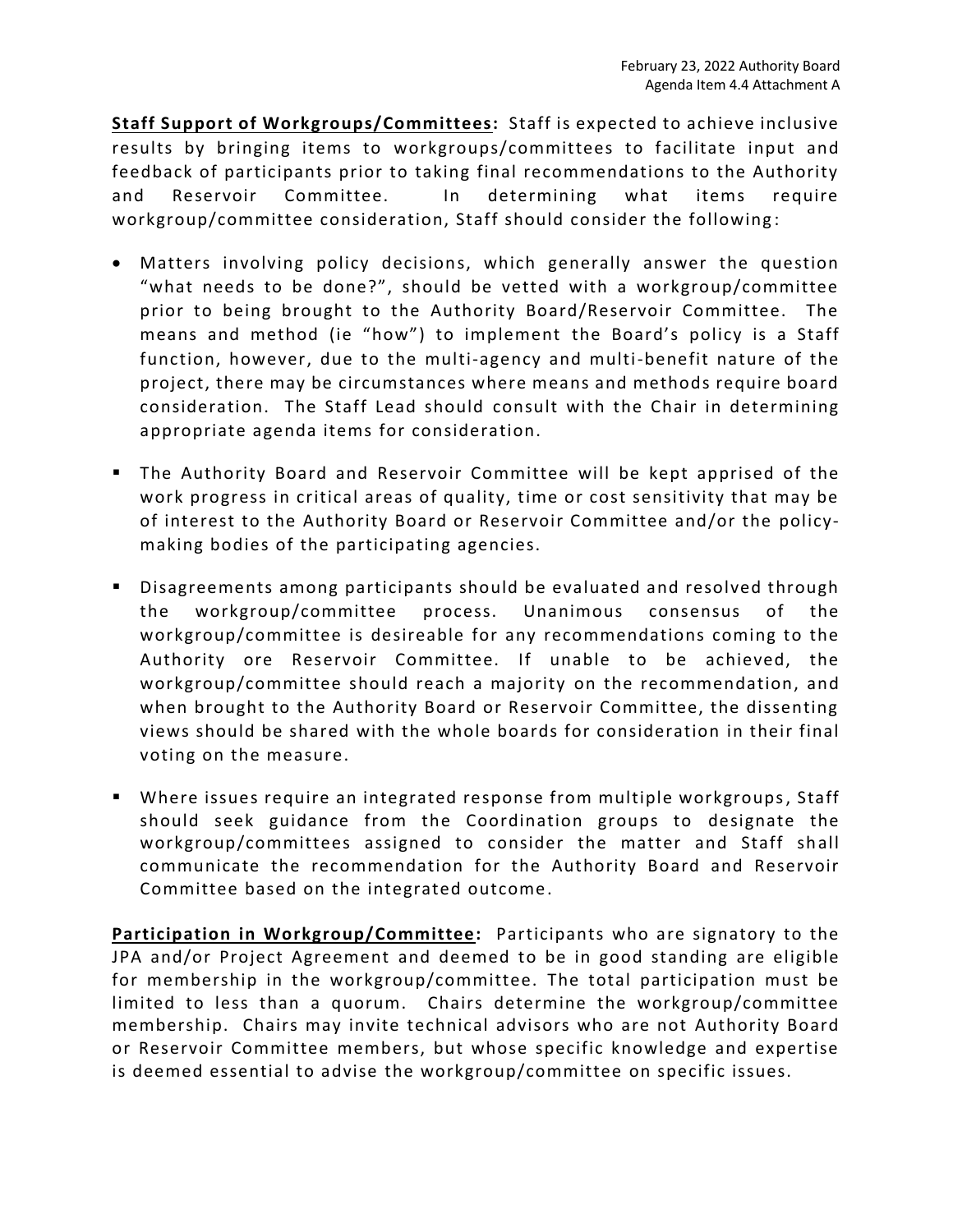**Staff Support of Workgroups/Committees:** Staff is expected to achieve inclusive results by bringing items to workgroups/committees to facilitate input and feedback of participants prior to taking final recommendations to the Authority and Reservoir Committee. In determining what items require workgroup/committee consideration, Staff should consider the following:

- Matters involving policy decisions, which generally answer the question "what needs to be done?", should be vetted with a workgroup/committee prior to being brought to the Authority Board/Reservoir Committee. The means and method (ie "how") to implement the Board's policy is a Staff function, however, due to the multi-agency and multi-benefit nature of the project, there may be circumstances where means and methods require board consideration. The Staff Lead should consult with the Chair in determining appropriate agenda items for consideration.

- The Authority Board and Reservoir Committee will be kept apprised of the work progress in critical areas of quality, time or cost sensitivity that may be of interest to the Authority Board or Reservoir Committee and/or the policy-making bodies of the participating agencies.

- Disagreements among participants should be evaluated and resolved through the workgroup/committee process. Unanimous consensus of the workgroup/committee is desireable for any recommendations coming to the Authority ore Reservoir Committee. If unable to be achieved, the workgroup/committee should reach a majority on the recommendation, and when brought to the Authority Board or Reservoir Committee, the dissenting views should be shared with the whole boards for consideration in their final voting on the measure.

- Where issues require an integrated response from multiple workgroups, Staff should seek guidance from the Coordination groups to designate the workgroup/committees assigned to consider the matter and Staff shall communicate the recommendation for the Authority Board and Reservoir Committee based on the integrated outcome.

**Participation in Workgroup/Committee:** Participants who are signatory to the JPA and/or Project Agreement and deemed to be in good standing are eligible for membership in the workgroup/committee. The total participation must be limited to less than a quorum. Chairs determine the workgroup/committee membership. Chairs may invite technical advisors who are not Authority Board or Reservoir Committee members, but whose specific knowledge and expertise is deemed essential to advise the workgroup/committee on specific issues.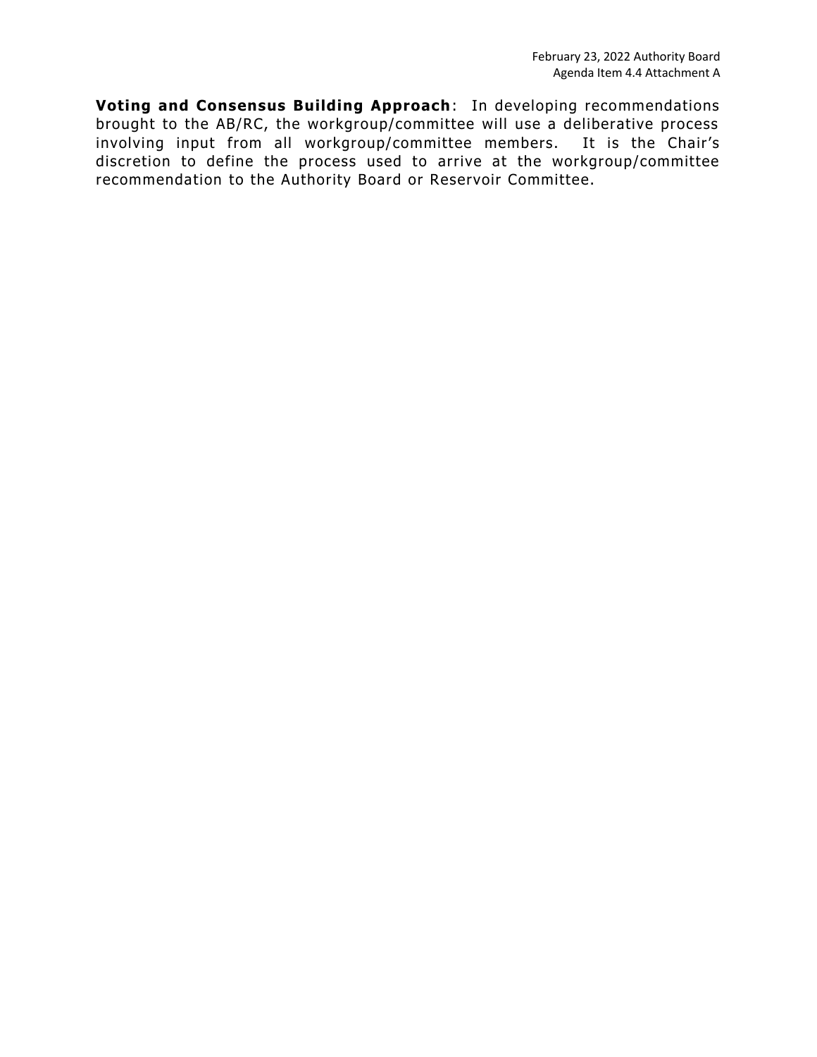**Voting and Consensus Building Approach**: In developing recommendations brought to the AB/RC, the workgroup/committee will use a deliberative process involving input from all workgroup/committee members. It is the Chair's discretion to define the process used to arrive at the workgroup/committee recommendation to the Authority Board or Reservoir Committee.